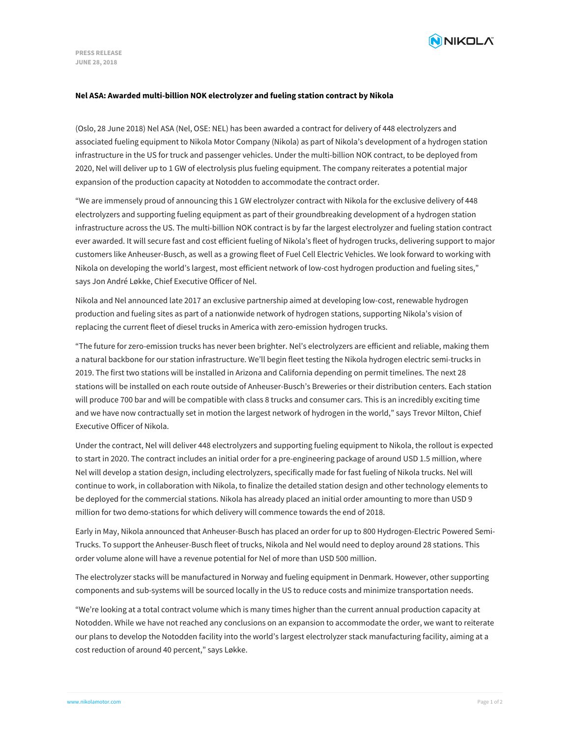PRESS RELEASE
JUNE 28, 2018

**Nel ASA: Awarded multi-billion NOK electrolyzer and fueling station contract by Nikola**

(Oslo, 28 June 2018) Nel ASA (Nel, OSE: NEL) has been awarded a contract for delivery of 448 electrolyzers and associated fueling equipment to Nikola Motor Company (Nikola) as part of Nikola's development of a hydrogen station infrastructure in the US for truck and passenger vehicles. Under the multi-billion NOK contract, to be deployed from 2020, Nel will deliver up to 1 GW of electrolysis plus fueling equipment. The company reiterates a potential major expansion of the production capacity at Notodden to accommodate the contract order.

"We are immensely proud of announcing this 1 GW electrolyzer contract with Nikola for the exclusive delivery of 448 electrolyzers and supporting fueling equipment as part of their groundbreaking development of a hydrogen station infrastructure across the US. The multi-billion NOK contract is by far the largest electrolyzer and fueling station contract ever awarded. It will secure fast and cost efficient fueling of Nikola's fleet of hydrogen trucks, delivering support to major customers like Anheuser-Busch, as well as a growing fleet of Fuel Cell Electric Vehicles. We look forward to working with Nikola on developing the world's largest, most efficient network of low-cost hydrogen production and fueling sites," says Jon André Løkke, Chief Executive Officer of Nel.

Nikola and Nel announced late 2017 an exclusive partnership aimed at developing low-cost, renewable hydrogen production and fueling sites as part of a nationwide network of hydrogen stations, supporting Nikola's vision of replacing the current fleet of diesel trucks in America with zero-emission hydrogen trucks.

"The future for zero-emission trucks has never been brighter. Nel's electrolyzers are efficient and reliable, making them a natural backbone for our station infrastructure. We'll begin fleet testing the Nikola hydrogen electric semi-trucks in 2019. The first two stations will be installed in Arizona and California depending on permit timelines. The next 28 stations will be installed on each route outside of Anheuser-Busch's Breweries or their distribution centers. Each station will produce 700 bar and will be compatible with class 8 trucks and consumer cars. This is an incredibly exciting time and we have now contractually set in motion the largest network of hydrogen in the world," says Trevor Milton, Chief Executive Officer of Nikola.

Under the contract, Nel will deliver 448 electrolyzers and supporting fueling equipment to Nikola, the rollout is expected to start in 2020. The contract includes an initial order for a pre-engineering package of around USD 1.5 million, where Nel will develop a station design, including electrolyzers, specifically made for fast fueling of Nikola trucks. Nel will continue to work, in collaboration with Nikola, to finalize the detailed station design and other technology elements to be deployed for the commercial stations. Nikola has already placed an initial order amounting to more than USD 9 million for two demo-stations for which delivery will commence towards the end of 2018.

Early in May, Nikola announced that Anheuser-Busch has placed an order for up to 800 Hydrogen-Electric Powered Semi-Trucks. To support the Anheuser-Busch fleet of trucks, Nikola and Nel would need to deploy around 28 stations. This order volume alone will have a revenue potential for Nel of more than USD 500 million.

The electrolyzer stacks will be manufactured in Norway and fueling equipment in Denmark. However, other supporting components and sub-systems will be sourced locally in the US to reduce costs and minimize transportation needs.

"We're looking at a total contract volume which is many times higher than the current annual production capacity at Notodden. While we have not reached any conclusions on an expansion to accommodate the order, we want to reiterate our plans to develop the Notodden facility into the world's largest electrolyzer stack manufacturing facility, aiming at a cost reduction of around 40 percent," says Løkke.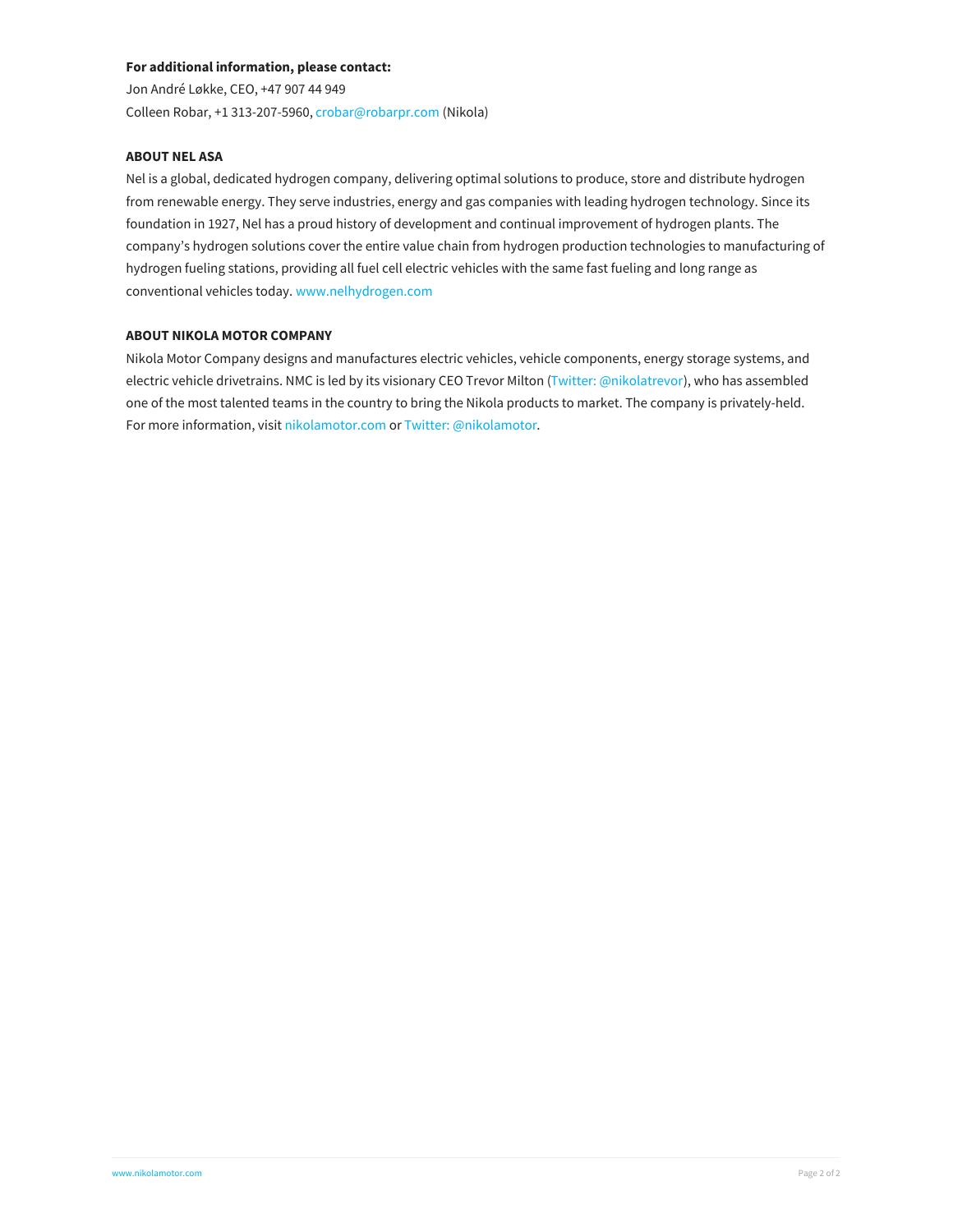**For additional information, please contact:**

Jon André Løkke, CEO, +47 907 44 949

Colleen Robar, +1 313-207-5960, crobar@robarpr.com (Nikola)

**ABOUT NEL ASA**

Nel is a global, dedicated hydrogen company, delivering optimal solutions to produce, store and distribute hydrogen from renewable energy. They serve industries, energy and gas companies with leading hydrogen technology. Since its foundation in 1927, Nel has a proud history of development and continual improvement of hydrogen plants. The company's hydrogen solutions cover the entire value chain from hydrogen production technologies to manufacturing of hydrogen fueling stations, providing all fuel cell electric vehicles with the same fast fueling and long range as conventional vehicles today. www.nelhydrogen.com

**ABOUT NIKOLA MOTOR COMPANY**

Nikola Motor Company designs and manufactures electric vehicles, vehicle components, energy storage systems, and electric vehicle drivetrains. NMC is led by its visionary CEO Trevor Milton (Twitter: @nikolatrevor), who has assembled one of the most talented teams in the country to bring the Nikola products to market. The company is privately-held. For more information, visit nikolamotor.com or Twitter: @nikolamotor.